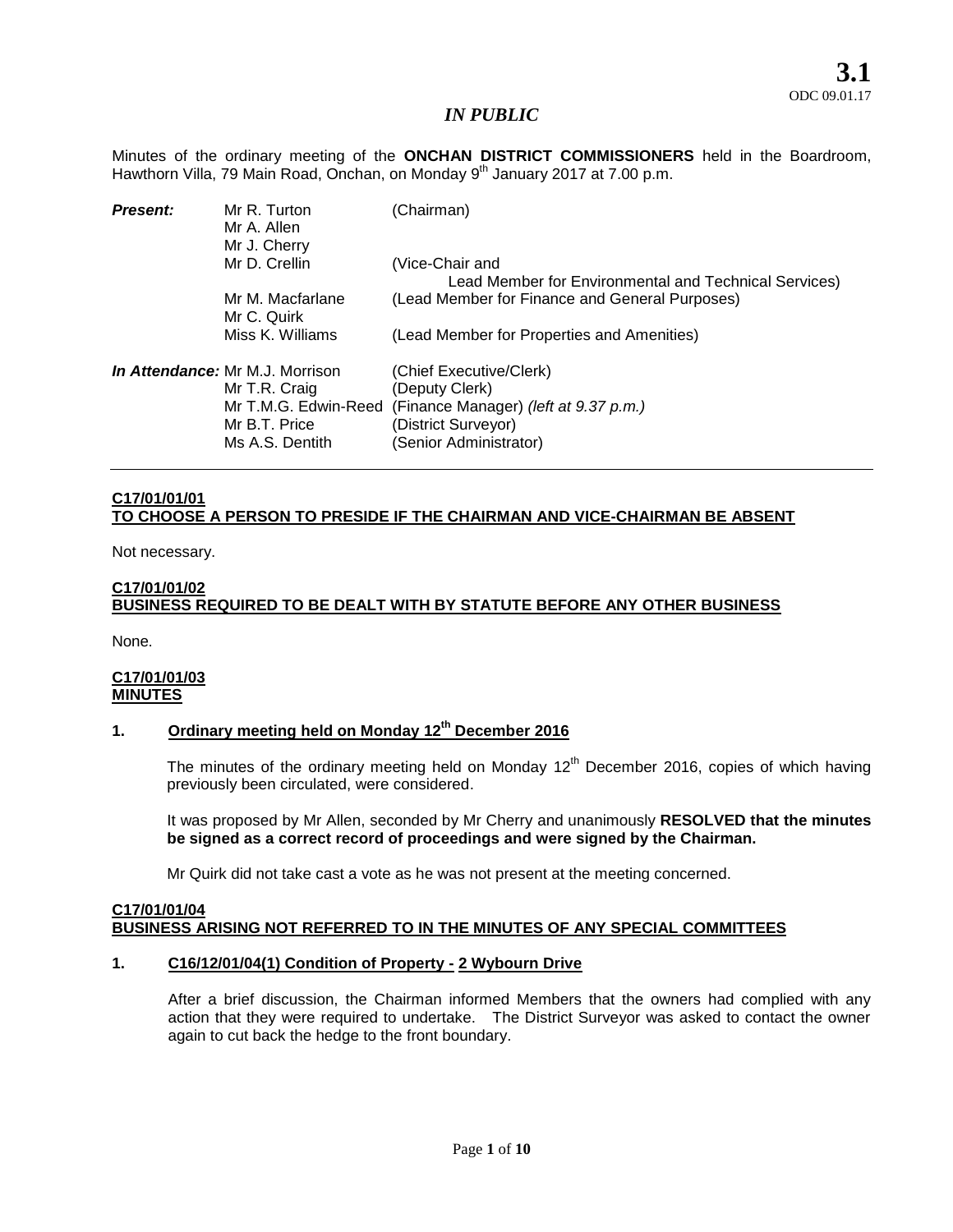**3.1**
ODC 09.01.17

*IN PUBLIC*

Minutes of the ordinary meeting of the **ONCHAN DISTRICT COMMISSIONERS** held in the Boardroom, Hawthorn Villa, 79 Main Road, Onchan, on Monday 9th January 2017 at 7.00 p.m.

| | | |
|---|---|---|
| ***Present:*** | Mr R. Turton | (Chairman) |
| | Mr A. Allen | |
| | Mr J. Cherry | |
| | Mr D. Crellin | (Vice-Chair and Lead Member for Environmental and Technical Services) |
| | Mr M. Macfarlane | (Lead Member for Finance and General Purposes) |
| | Mr C. Quirk | |
| | Miss K. Williams | (Lead Member for Properties and Amenities) |
| ***In Attendance:*** | Mr M.J. Morrison | (Chief Executive/Clerk) |
| | Mr T.R. Craig | (Deputy Clerk) |
| | Mr T.M.G. Edwin-Reed | (Finance Manager) *(left at 9.37 p.m.)* |
| | Mr B.T. Price | (District Surveyor) |
| | Ms A.S. Dentith | (Senior Administrator) |

---

**C17/01/01/01**
**TO CHOOSE A PERSON TO PRESIDE IF THE CHAIRMAN AND VICE-CHAIRMAN BE ABSENT**

Not necessary.

**C17/01/01/02**
**BUSINESS REQUIRED TO BE DEALT WITH BY STATUTE BEFORE ANY OTHER BUSINESS**

None.

**C17/01/01/03**
**MINUTES**

**1. Ordinary meeting held on Monday 12th December 2016**

The minutes of the ordinary meeting held on Monday 12th December 2016, copies of which having previously been circulated, were considered.

It was proposed by Mr Allen, seconded by Mr Cherry and unanimously **RESOLVED that the minutes be signed as a correct record of proceedings and were signed by the Chairman.**

Mr Quirk did not take cast a vote as he was not present at the meeting concerned.

**C17/01/01/04**
**BUSINESS ARISING NOT REFERRED TO IN THE MINUTES OF ANY SPECIAL COMMITTEES**

**1. C16/12/01/04(1) Condition of Property - 2 Wybourn Drive**

After a brief discussion, the Chairman informed Members that the owners had complied with any action that they were required to undertake. The District Surveyor was asked to contact the owner again to cut back the hedge to the front boundary.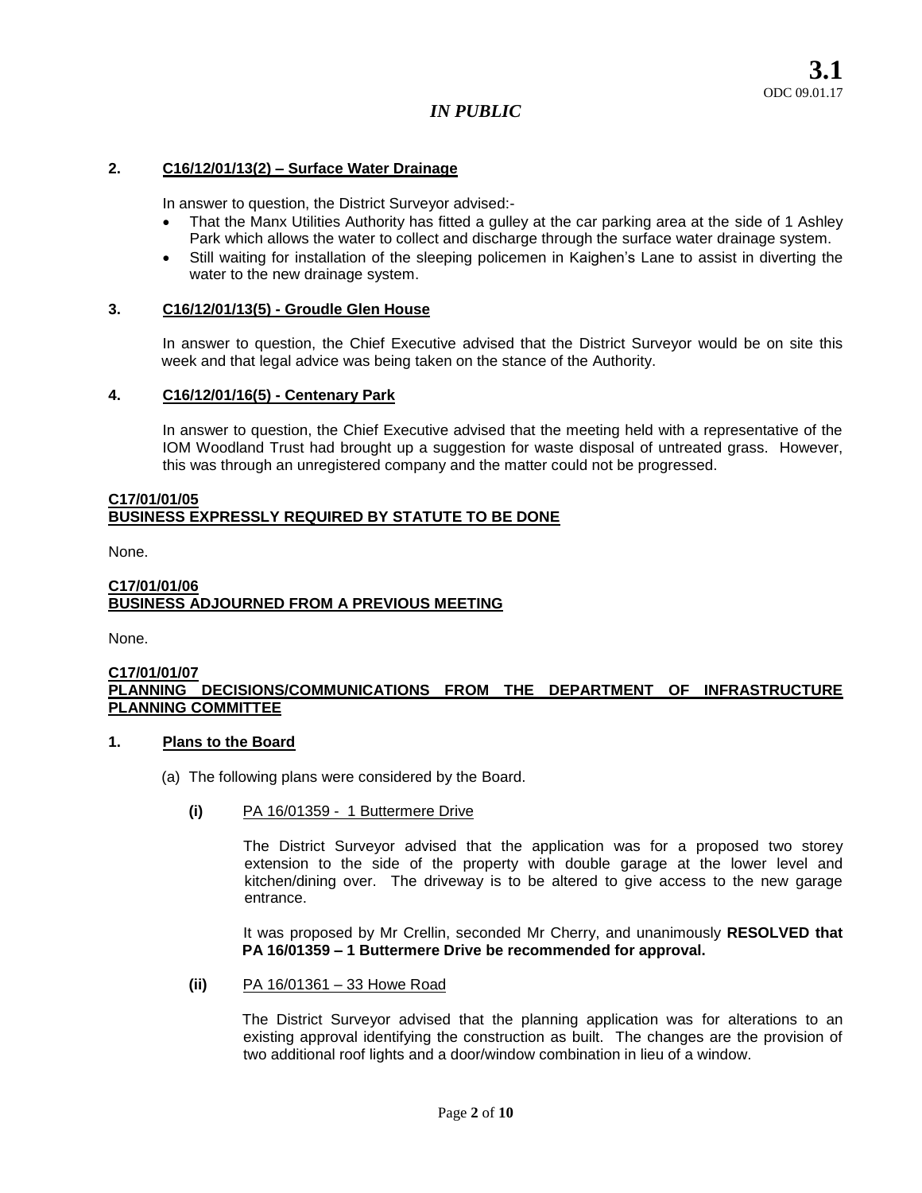**2. C16/12/01/13(2) – Surface Water Drainage**

In answer to question, the District Surveyor advised:-

- That the Manx Utilities Authority has fitted a gulley at the car parking area at the side of 1 Ashley Park which allows the water to collect and discharge through the surface water drainage system.
- Still waiting for installation of the sleeping policemen in Kaighen's Lane to assist in diverting the water to the new drainage system.

**3. C16/12/01/13(5) - Groudle Glen House**

In answer to question, the Chief Executive advised that the District Surveyor would be on site this week and that legal advice was being taken on the stance of the Authority.

**4. C16/12/01/16(5) - Centenary Park**

In answer to question, the Chief Executive advised that the meeting held with a representative of the IOM Woodland Trust had brought up a suggestion for waste disposal of untreated grass. However, this was through an unregistered company and the matter could not be progressed.

**C17/01/01/05**
**BUSINESS EXPRESSLY REQUIRED BY STATUTE TO BE DONE**

None.

**C17/01/01/06**
**BUSINESS ADJOURNED FROM A PREVIOUS MEETING**

None.

**C17/01/01/07**
**PLANNING DECISIONS/COMMUNICATIONS FROM THE DEPARTMENT OF INFRASTRUCTURE PLANNING COMMITTEE**

**1. Plans to the Board**

(a) The following plans were considered by the Board.

**(i)** PA 16/01359 - 1 Buttermere Drive

The District Surveyor advised that the application was for a proposed two storey extension to the side of the property with double garage at the lower level and kitchen/dining over. The driveway is to be altered to give access to the new garage entrance.

It was proposed by Mr Crellin, seconded Mr Cherry, and unanimously **RESOLVED that PA 16/01359 – 1 Buttermere Drive be recommended for approval.**

**(ii)** PA 16/01361 – 33 Howe Road

The District Surveyor advised that the planning application was for alterations to an existing approval identifying the construction as built. The changes are the provision of two additional roof lights and a door/window combination in lieu of a window.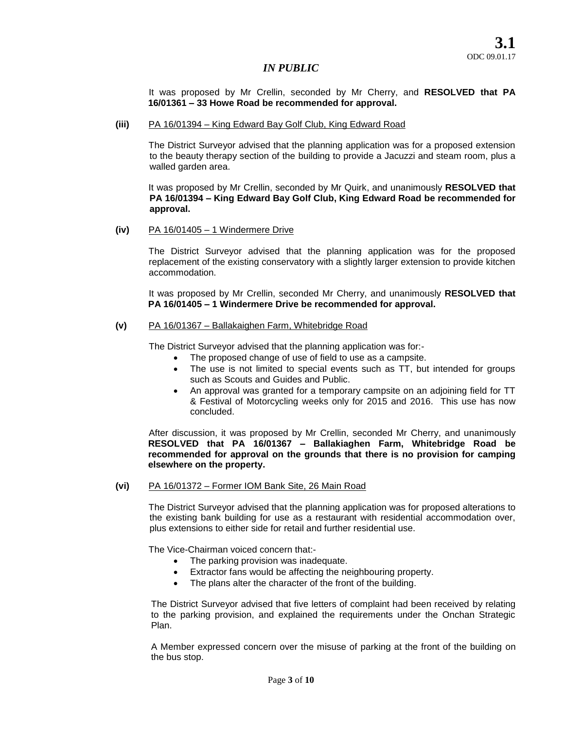*IN PUBLIC*

It was proposed by Mr Crellin, seconded by Mr Cherry, and **RESOLVED that PA 16/01361 – 33 Howe Road be recommended for approval.**

**(iii)** PA 16/01394 – King Edward Bay Golf Club, King Edward Road

The District Surveyor advised that the planning application was for a proposed extension to the beauty therapy section of the building to provide a Jacuzzi and steam room, plus a walled garden area.

It was proposed by Mr Crellin, seconded by Mr Quirk, and unanimously **RESOLVED that PA 16/01394 – King Edward Bay Golf Club, King Edward Road be recommended for approval.**

**(iv)** PA 16/01405 – 1 Windermere Drive

The District Surveyor advised that the planning application was for the proposed replacement of the existing conservatory with a slightly larger extension to provide kitchen accommodation.

It was proposed by Mr Crellin, seconded Mr Cherry, and unanimously **RESOLVED that PA 16/01405 – 1 Windermere Drive be recommended for approval.**

**(v)** PA 16/01367 – Ballakaighen Farm, Whitebridge Road

The District Surveyor advised that the planning application was for:-

- The proposed change of use of field to use as a campsite.
- The use is not limited to special events such as TT, but intended for groups such as Scouts and Guides and Public.
- An approval was granted for a temporary campsite on an adjoining field for TT & Festival of Motorcycling weeks only for 2015 and 2016. This use has now concluded.

After discussion, it was proposed by Mr Crellin, seconded Mr Cherry, and unanimously **RESOLVED that PA 16/01367 – Ballakiaghen Farm, Whitebridge Road be recommended for approval on the grounds that there is no provision for camping elsewhere on the property.**

**(vi)** PA 16/01372 – Former IOM Bank Site, 26 Main Road

The District Surveyor advised that the planning application was for proposed alterations to the existing bank building for use as a restaurant with residential accommodation over, plus extensions to either side for retail and further residential use.

The Vice-Chairman voiced concern that:-

- The parking provision was inadequate.
- Extractor fans would be affecting the neighbouring property.
- The plans alter the character of the front of the building.

The District Surveyor advised that five letters of complaint had been received by relating to the parking provision, and explained the requirements under the Onchan Strategic Plan.

A Member expressed concern over the misuse of parking at the front of the building on the bus stop.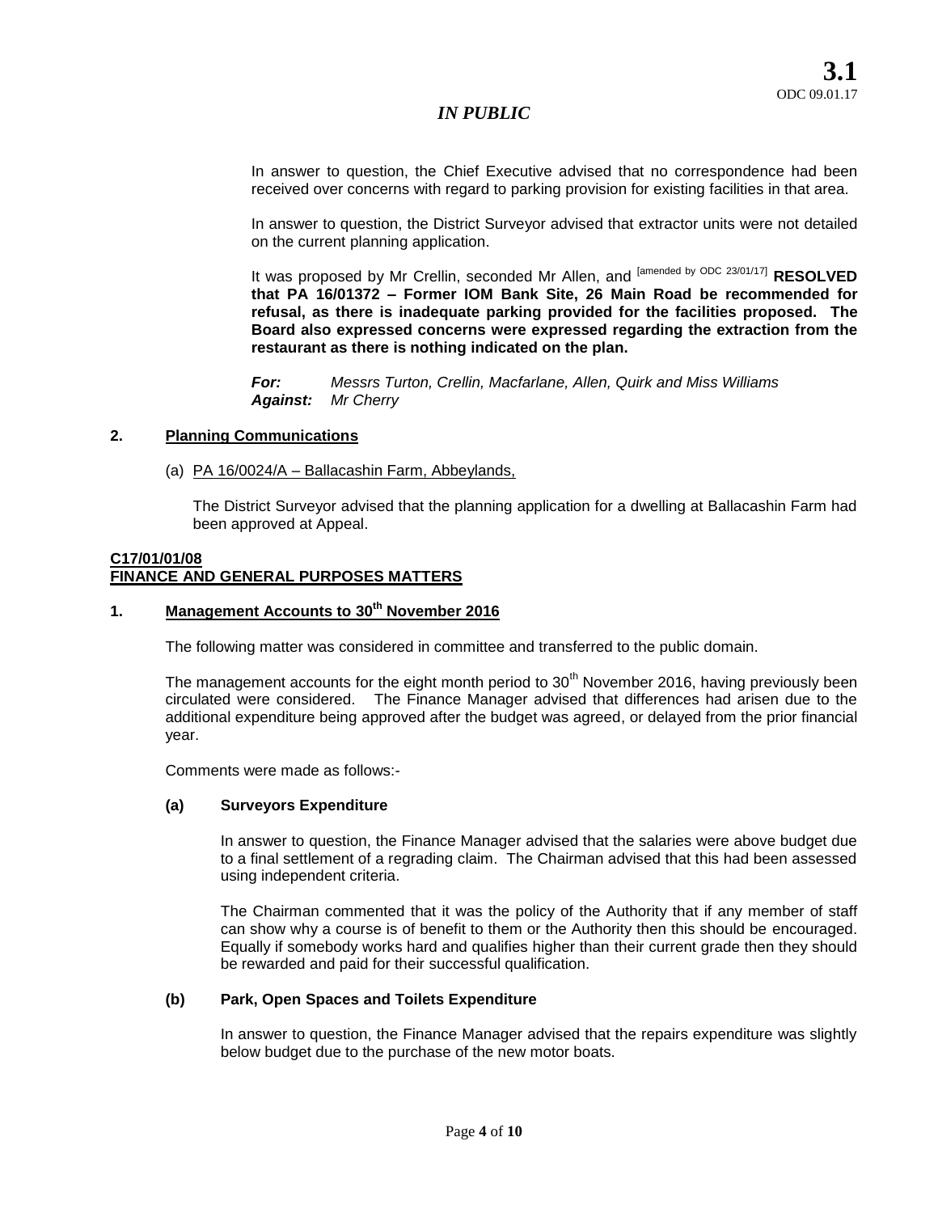In answer to question, the Chief Executive advised that no correspondence had been received over concerns with regard to parking provision for existing facilities in that area.

In answer to question, the District Surveyor advised that extractor units were not detailed on the current planning application.

It was proposed by Mr Crellin, seconded Mr Allen, and [amended by ODC 23/01/17] **RESOLVED that PA 16/01372 – Former IOM Bank Site, 26 Main Road be recommended for refusal, as there is inadequate parking provided for the facilities proposed. The Board also expressed concerns were expressed regarding the extraction from the restaurant as there is nothing indicated on the plan.**

***For:*** *Messrs Turton, Crellin, Macfarlane, Allen, Quirk and Miss Williams*
***Against:*** *Mr Cherry*

## 2. Planning Communications

(a) PA 16/0024/A – Ballacashin Farm, Abbeylands,

The District Surveyor advised that the planning application for a dwelling at Ballacashin Farm had been approved at Appeal.

## C17/01/01/08
## FINANCE AND GENERAL PURPOSES MATTERS

## 1. Management Accounts to 30th November 2016

The following matter was considered in committee and transferred to the public domain.

The management accounts for the eight month period to 30th November 2016, having previously been circulated were considered. The Finance Manager advised that differences had arisen due to the additional expenditure being approved after the budget was agreed, or delayed from the prior financial year.

Comments were made as follows:-

### (a) Surveyors Expenditure

In answer to question, the Finance Manager advised that the salaries were above budget due to a final settlement of a regrading claim. The Chairman advised that this had been assessed using independent criteria.

The Chairman commented that it was the policy of the Authority that if any member of staff can show why a course is of benefit to them or the Authority then this should be encouraged. Equally if somebody works hard and qualifies higher than their current grade then they should be rewarded and paid for their successful qualification.

### (b) Park, Open Spaces and Toilets Expenditure

In answer to question, the Finance Manager advised that the repairs expenditure was slightly below budget due to the purchase of the new motor boats.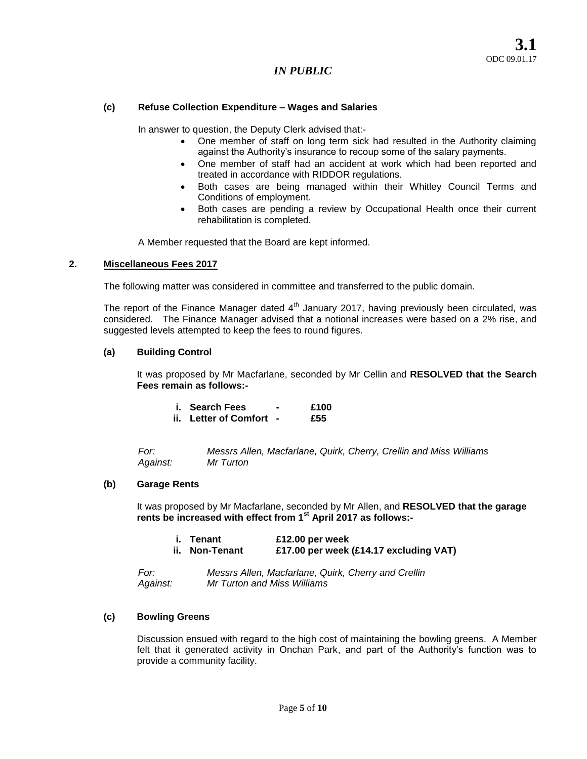**3.1**
ODC 09.01.17

*IN PUBLIC*

**(c) Refuse Collection Expenditure – Wages and Salaries**

In answer to question, the Deputy Clerk advised that:-

- One member of staff on long term sick had resulted in the Authority claiming against the Authority's insurance to recoup some of the salary payments.
- One member of staff had an accident at work which had been reported and treated in accordance with RIDDOR regulations.
- Both cases are being managed within their Whitley Council Terms and Conditions of employment.
- Both cases are pending a review by Occupational Health once their current rehabilitation is completed.

A Member requested that the Board are kept informed.

## 2. Miscellaneous Fees 2017

The following matter was considered in committee and transferred to the public domain.

The report of the Finance Manager dated 4th January 2017, having previously been circulated, was considered. The Finance Manager advised that a notional increases were based on a 2% rise, and suggested levels attempted to keep the fees to round figures.

**(a) Building Control**

It was proposed by Mr Macfarlane, seconded by Mr Cellin and **RESOLVED that the Search Fees remain as follows:-**

**i. Search Fees - £100**
**ii. Letter of Comfort - £55**

*For: Messrs Allen, Macfarlane, Quirk, Cherry, Crellin and Miss Williams*
*Against: Mr Turton*

**(b) Garage Rents**

It was proposed by Mr Macfarlane, seconded by Mr Allen, and **RESOLVED that the garage rents be increased with effect from 1st April 2017 as follows:-**

**i. Tenant £12.00 per week**
**ii. Non-Tenant £17.00 per week (£14.17 excluding VAT)**

*For: Messrs Allen, Macfarlane, Quirk, Cherry and Crellin*
*Against: Mr Turton and Miss Williams*

**(c) Bowling Greens**

Discussion ensued with regard to the high cost of maintaining the bowling greens. A Member felt that it generated activity in Onchan Park, and part of the Authority's function was to provide a community facility.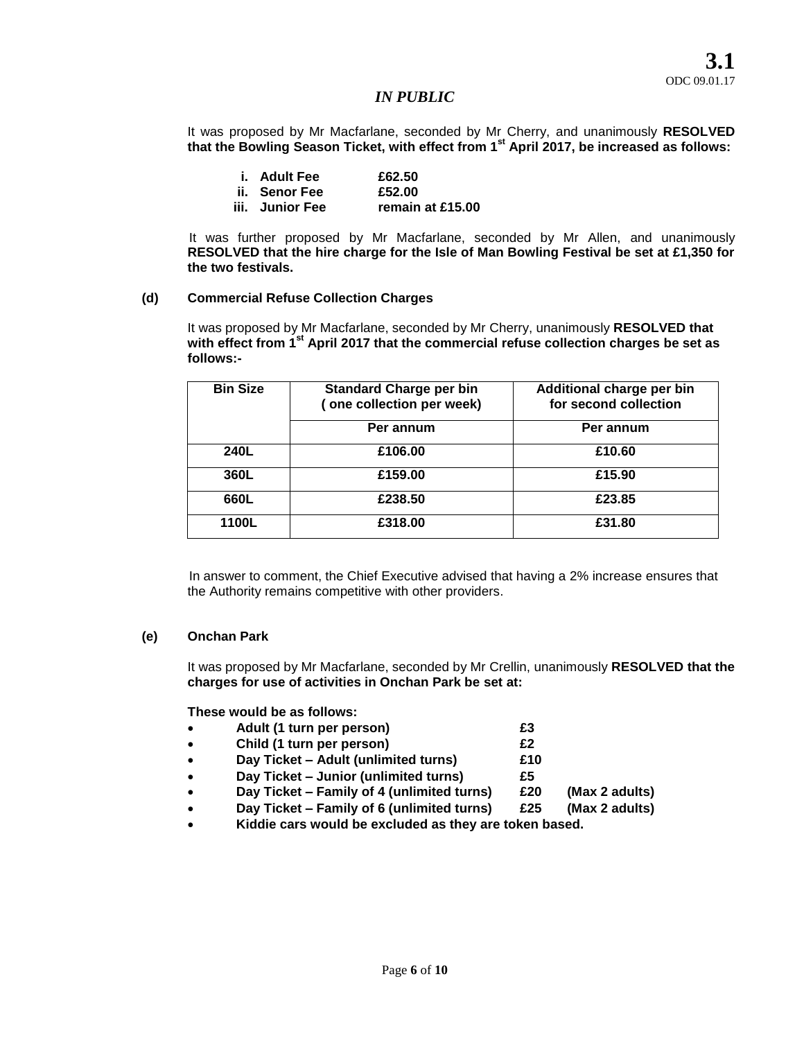It was proposed by Mr Macfarlane, seconded by Mr Cherry, and unanimously **RESOLVED that the Bowling Season Ticket, with effect from 1st April 2017, be increased as follows:**

| | | |
|---|---|---|
| **i.** | **Adult Fee** | **£62.50** |
| **ii.** | **Senor Fee** | **£52.00** |
| **iii.** | **Junior Fee** | **remain at £15.00** |

It was further proposed by Mr Macfarlane, seconded by Mr Allen, and unanimously **RESOLVED that the hire charge for the Isle of Man Bowling Festival be set at £1,350 for the two festivals.**

**(d) Commercial Refuse Collection Charges**

It was proposed by Mr Macfarlane, seconded by Mr Cherry, unanimously **RESOLVED that with effect from 1st April 2017 that the commercial refuse collection charges be set as follows:-**

| **Bin Size** | **Standard Charge per bin ( one collection per week)** | **Additional charge per bin for second collection** |
|---|---|---|
| | **Per annum** | **Per annum** |
| **240L** | **£106.00** | **£10.60** |
| **360L** | **£159.00** | **£15.90** |
| **660L** | **£238.50** | **£23.85** |
| **1100L** | **£318.00** | **£31.80** |

In answer to comment, the Chief Executive advised that having a 2% increase ensures that the Authority remains competitive with other providers.

**(e) Onchan Park**

It was proposed by Mr Macfarlane, seconded by Mr Crellin, unanimously **RESOLVED that the charges for use of activities in Onchan Park be set at:**

**These would be as follows:**

- **Adult (1 turn per person) £3**
- **Child (1 turn per person) £2**
- **Day Ticket – Adult (unlimited turns) £10**
- **Day Ticket – Junior (unlimited turns) £5**
- **Day Ticket – Family of 4 (unlimited turns) £20 (Max 2 adults)**
- **Day Ticket – Family of 6 (unlimited turns) £25 (Max 2 adults)**
- **Kiddie cars would be excluded as they are token based.**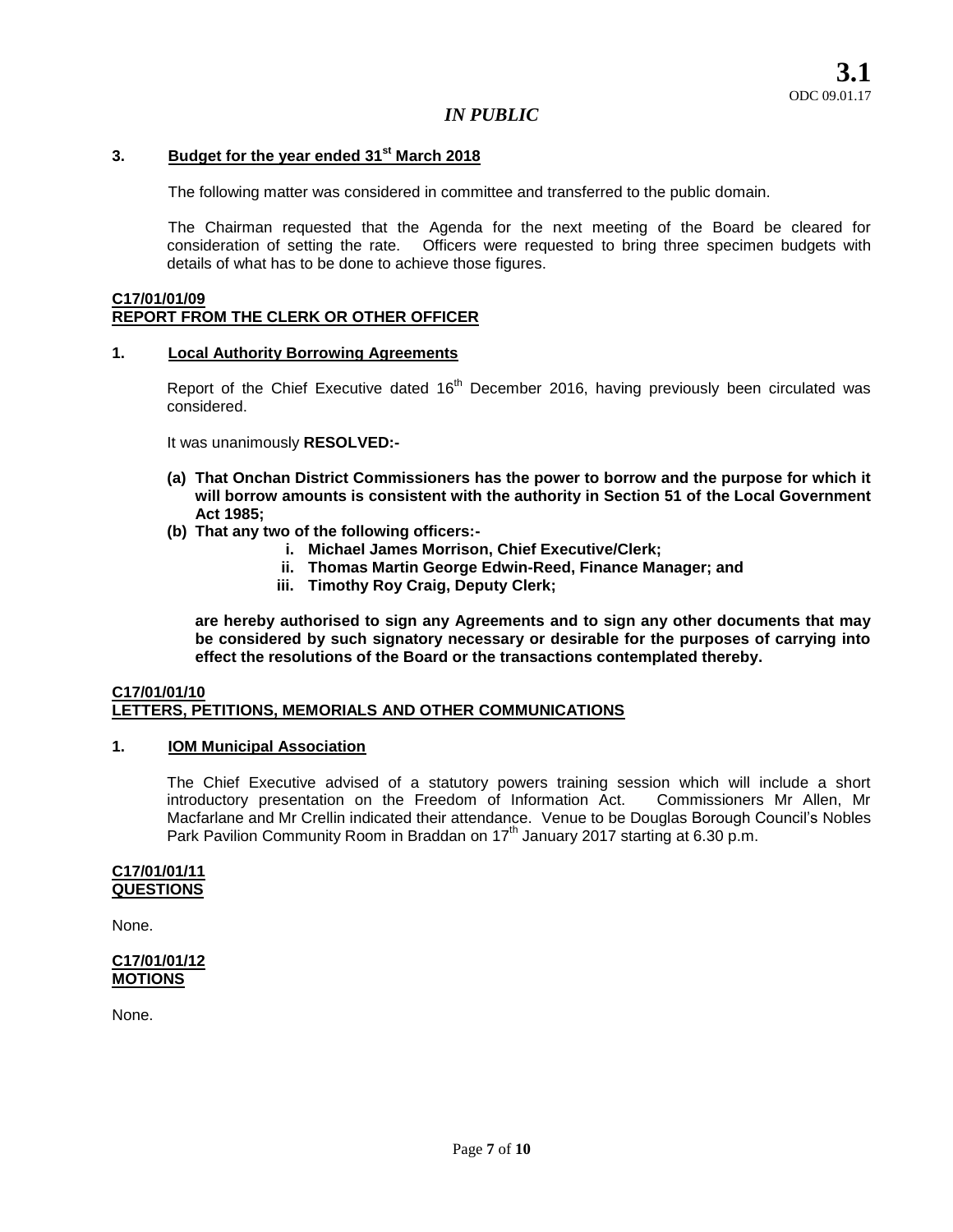*IN PUBLIC*

### 3. Budget for the year ended 31st March 2018

The following matter was considered in committee and transferred to the public domain.

The Chairman requested that the Agenda for the next meeting of the Board be cleared for consideration of setting the rate. Officers were requested to bring three specimen budgets with details of what has to be done to achieve those figures.

## C17/01/01/09
## REPORT FROM THE CLERK OR OTHER OFFICER

### 1. Local Authority Borrowing Agreements

Report of the Chief Executive dated 16th December 2016, having previously been circulated was considered.

It was unanimously **RESOLVED:-**

**(a) That Onchan District Commissioners has the power to borrow and the purpose for which it will borrow amounts is consistent with the authority in Section 51 of the Local Government Act 1985;**

**(b) That any two of the following officers:-**

- **i. Michael James Morrison, Chief Executive/Clerk;**
- **ii. Thomas Martin George Edwin-Reed, Finance Manager; and**
- **iii. Timothy Roy Craig, Deputy Clerk;**

**are hereby authorised to sign any Agreements and to sign any other documents that may be considered by such signatory necessary or desirable for the purposes of carrying into effect the resolutions of the Board or the transactions contemplated thereby.**

## C17/01/01/10
## LETTERS, PETITIONS, MEMORIALS AND OTHER COMMUNICATIONS

### 1. IOM Municipal Association

The Chief Executive advised of a statutory powers training session which will include a short introductory presentation on the Freedom of Information Act. Commissioners Mr Allen, Mr Macfarlane and Mr Crellin indicated their attendance. Venue to be Douglas Borough Council's Nobles Park Pavilion Community Room in Braddan on 17th January 2017 starting at 6.30 p.m.

## C17/01/01/11
## QUESTIONS

None.

## C17/01/01/12
## MOTIONS

None.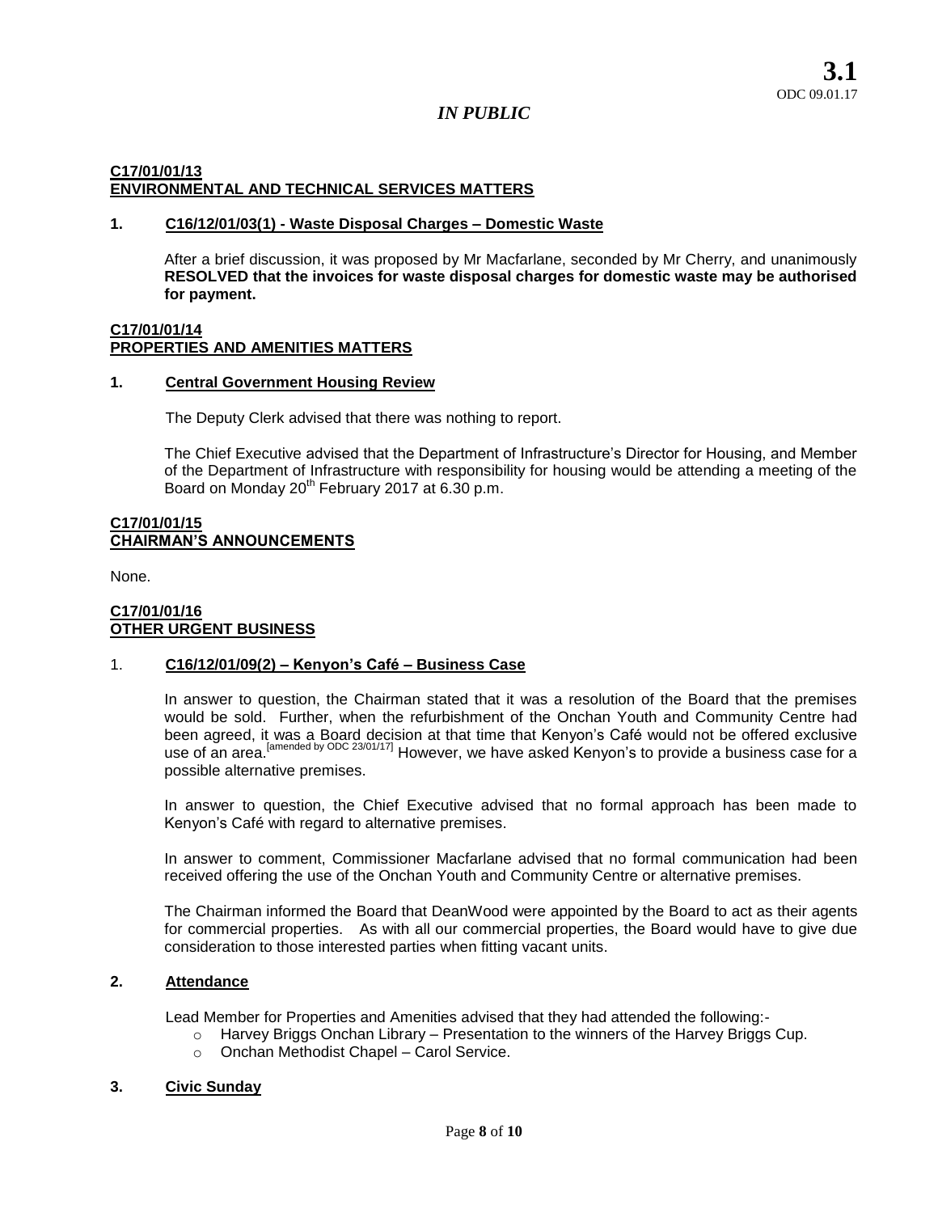**3.1**
ODC 09.01.17

*IN PUBLIC*

**C17/01/01/13**
**ENVIRONMENTAL AND TECHNICAL SERVICES MATTERS**

**1. C16/12/01/03(1) - Waste Disposal Charges – Domestic Waste**

After a brief discussion, it was proposed by Mr Macfarlane, seconded by Mr Cherry, and unanimously **RESOLVED that the invoices for waste disposal charges for domestic waste may be authorised for payment.**

**C17/01/01/14**
**PROPERTIES AND AMENITIES MATTERS**

**1. Central Government Housing Review**

The Deputy Clerk advised that there was nothing to report.

The Chief Executive advised that the Department of Infrastructure's Director for Housing, and Member of the Department of Infrastructure with responsibility for housing would be attending a meeting of the Board on Monday 20th February 2017 at 6.30 p.m.

**C17/01/01/15**
**CHAIRMAN'S ANNOUNCEMENTS**

None.

**C17/01/01/16**
**OTHER URGENT BUSINESS**

1. **C16/12/01/09(2) – Kenyon's Café – Business Case**

In answer to question, the Chairman stated that it was a resolution of the Board that the premises would be sold. Further, when the refurbishment of the Onchan Youth and Community Centre had been agreed, it was a Board decision at that time that Kenyon's Café would not be offered exclusive use of an area.[amended by ODC 23/01/17] However, we have asked Kenyon's to provide a business case for a possible alternative premises.

In answer to question, the Chief Executive advised that no formal approach has been made to Kenyon's Café with regard to alternative premises.

In answer to comment, Commissioner Macfarlane advised that no formal communication had been received offering the use of the Onchan Youth and Community Centre or alternative premises.

The Chairman informed the Board that DeanWood were appointed by the Board to act as their agents for commercial properties. As with all our commercial properties, the Board would have to give due consideration to those interested parties when fitting vacant units.

**2. Attendance**

Lead Member for Properties and Amenities advised that they had attended the following:-

- Harvey Briggs Onchan Library – Presentation to the winners of the Harvey Briggs Cup.
- Onchan Methodist Chapel – Carol Service.

**3. Civic Sunday**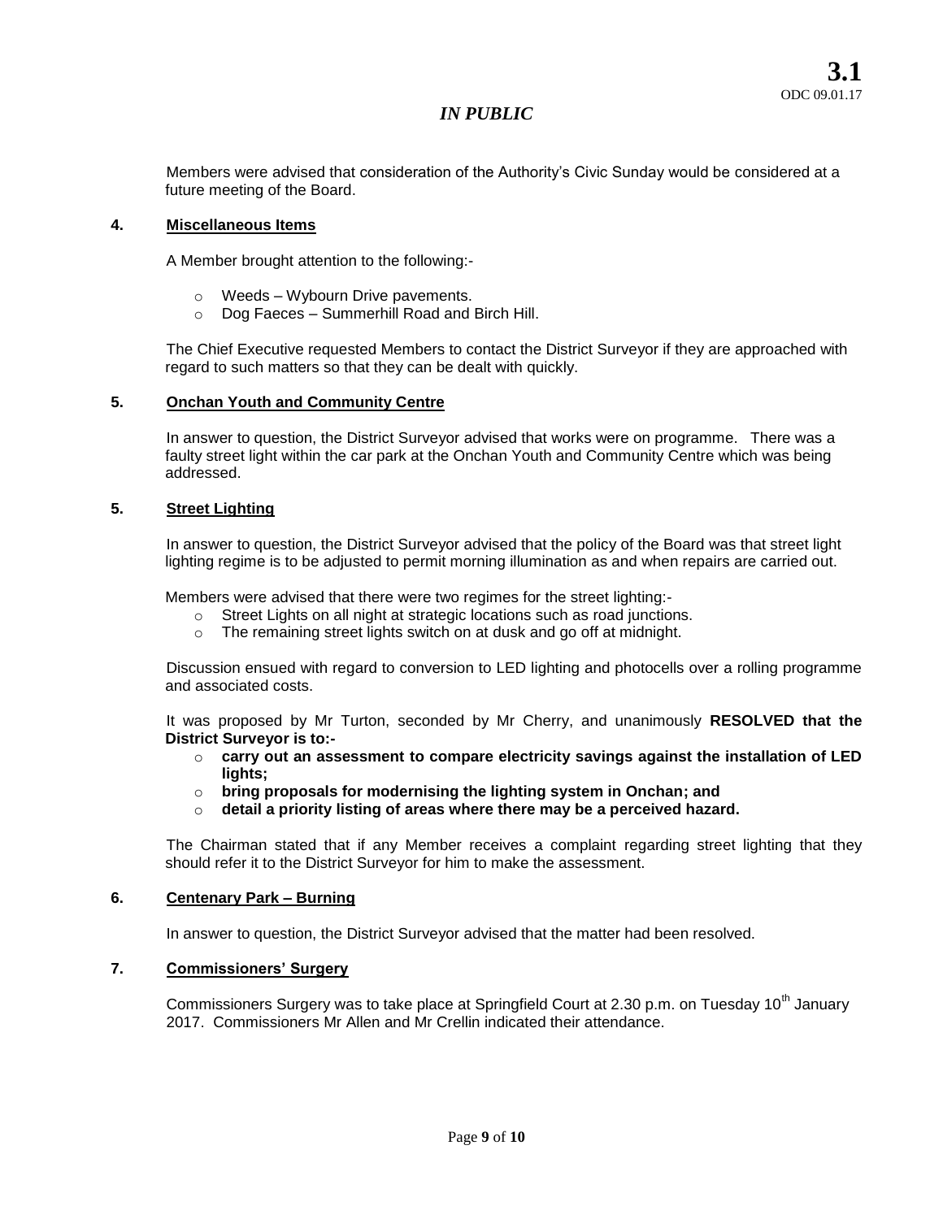Members were advised that consideration of the Authority's Civic Sunday would be considered at a future meeting of the Board.

## 4. Miscellaneous Items

A Member brought attention to the following:-

- Weeds – Wybourn Drive pavements.
- Dog Faeces – Summerhill Road and Birch Hill.

The Chief Executive requested Members to contact the District Surveyor if they are approached with regard to such matters so that they can be dealt with quickly.

## 5. Onchan Youth and Community Centre

In answer to question, the District Surveyor advised that works were on programme. There was a faulty street light within the car park at the Onchan Youth and Community Centre which was being addressed.

## 5. Street Lighting

In answer to question, the District Surveyor advised that the policy of the Board was that street light lighting regime is to be adjusted to permit morning illumination as and when repairs are carried out.

Members were advised that there were two regimes for the street lighting:-

- Street Lights on all night at strategic locations such as road junctions.
- The remaining street lights switch on at dusk and go off at midnight.

Discussion ensued with regard to conversion to LED lighting and photocells over a rolling programme and associated costs.

It was proposed by Mr Turton, seconded by Mr Cherry, and unanimously **RESOLVED that the District Surveyor is to:-**

- **carry out an assessment to compare electricity savings against the installation of LED lights;**
- **bring proposals for modernising the lighting system in Onchan; and**
- **detail a priority listing of areas where there may be a perceived hazard.**

The Chairman stated that if any Member receives a complaint regarding street lighting that they should refer it to the District Surveyor for him to make the assessment.

## 6. Centenary Park – Burning

In answer to question, the District Surveyor advised that the matter had been resolved.

## 7. Commissioners' Surgery

Commissioners Surgery was to take place at Springfield Court at 2.30 p.m. on Tuesday 10th January 2017. Commissioners Mr Allen and Mr Crellin indicated their attendance.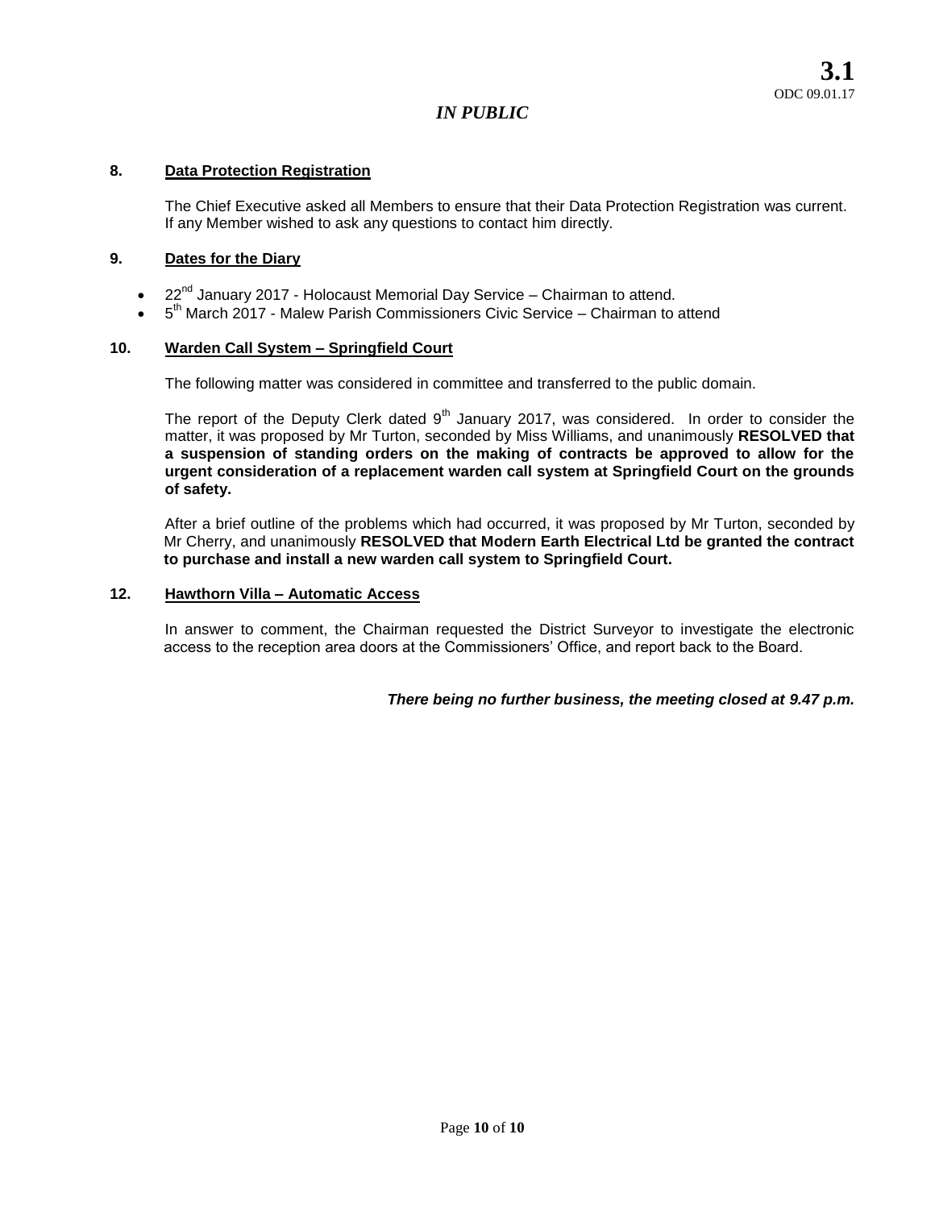**3.1**
ODC 09.01.17

*IN PUBLIC*

**8. Data Protection Registration**

The Chief Executive asked all Members to ensure that their Data Protection Registration was current. If any Member wished to ask any questions to contact him directly.

**9. Dates for the Diary**

- 22nd January 2017 - Holocaust Memorial Day Service – Chairman to attend.
- 5th March 2017 - Malew Parish Commissioners Civic Service – Chairman to attend

**10. Warden Call System – Springfield Court**

The following matter was considered in committee and transferred to the public domain.

The report of the Deputy Clerk dated 9th January 2017, was considered. In order to consider the matter, it was proposed by Mr Turton, seconded by Miss Williams, and unanimously **RESOLVED that a suspension of standing orders on the making of contracts be approved to allow for the urgent consideration of a replacement warden call system at Springfield Court on the grounds of safety.**

After a brief outline of the problems which had occurred, it was proposed by Mr Turton, seconded by Mr Cherry, and unanimously **RESOLVED that Modern Earth Electrical Ltd be granted the contract to purchase and install a new warden call system to Springfield Court.**

**12. Hawthorn Villa – Automatic Access**

In answer to comment, the Chairman requested the District Surveyor to investigate the electronic access to the reception area doors at the Commissioners' Office, and report back to the Board.

***There being no further business, the meeting closed at 9.47 p.m.***